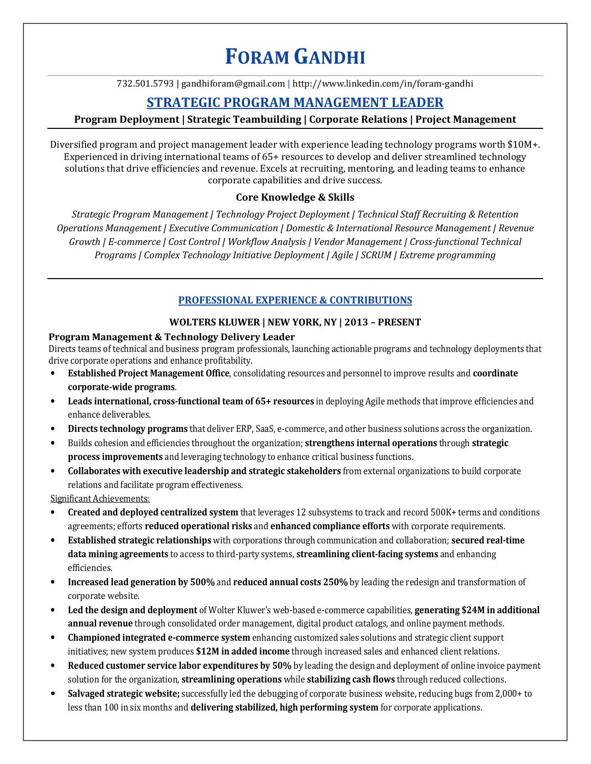# Foram Gandhi

732.501.5793 | gandhiforam@gmail.com | http://www.linkedin.com/in/foram-gandhi

## STRATEGIC PROGRAM MANAGEMENT LEADER

**Program Deployment | Strategic Teambuilding | Corporate Relations | Project Management**

Diversified program and project management leader with experience leading technology programs worth $10M+. Experienced in driving international teams of 65+ resources to develop and deliver streamlined technology solutions that drive efficiencies and revenue. Excels at recruiting, mentoring, and leading teams to enhance corporate capabilities and drive success.

### Core Knowledge & Skills

*Strategic Program Management | Technology Project Deployment | Technical Staff Recruiting & Retention Operations Management | Executive Communication | Domestic & International Resource Management | Revenue Growth | E-commerce | Cost Control | Workflow Analysis | Vendor Management | Cross-functional Technical Programs | Complex Technology Initiative Deployment | Agile | SCRUM | Extreme programming*

## PROFESSIONAL EXPERIENCE & CONTRIBUTIONS

### WOLTERS KLUWER | NEW YORK, NY | 2013 – PRESENT

**Program Management & Technology Delivery Leader**

Directs teams of technical and business program professionals, launching actionable programs and technology deployments that drive corporate operations and enhance profitability.

- **Established Project Management Office**, consolidating resources and personnel to improve results and **coordinate corporate-wide programs**.
- **Leads international, cross-functional team of 65+ resources** in deploying Agile methods that improve efficiencies and enhance deliverables.
- **Directs technology programs** that deliver ERP, SaaS, e-commerce, and other business solutions across the organization.
- Builds cohesion and efficiencies throughout the organization; **strengthens internal operations** through **strategic process improvements** and leveraging technology to enhance critical business functions.
- **Collaborates with executive leadership and strategic stakeholders** from external organizations to build corporate relations and facilitate program effectiveness.

Significant Achievements:

- **Created and deployed centralized system** that leverages 12 subsystems to track and record 500K+ terms and conditions agreements; efforts **reduced operational risks** and **enhanced compliance efforts** with corporate requirements.
- **Established strategic relationships** with corporations through communication and collaboration; **secured real-time data mining agreements** to access to third-party systems, **streamlining client-facing systems** and enhancing efficiencies.
- **Increased lead generation by 500%** and **reduced annual costs 250%** by leading the redesign and transformation of corporate website.
- **Led the design and deployment** of Wolter Kluwer's web-based e-commerce capabilities, **generating $24M in additional annual revenue** through consolidated order management, digital product catalogs, and online payment methods.
- **Championed integrated e-commerce system** enhancing customized sales solutions and strategic client support initiatives; new system produces **$12M in added income** through increased sales and enhanced client relations.
- **Reduced customer service labor expenditures by 50%** by leading the design and deployment of online invoice payment solution for the organization, **streamlining operations** while **stabilizing cash flows** through reduced collections.
- **Salvaged strategic website;** successfully led the debugging of corporate business website, reducing bugs from 2,000+ to less than 100 in six months and **delivering stabilized, high performing system** for corporate applications.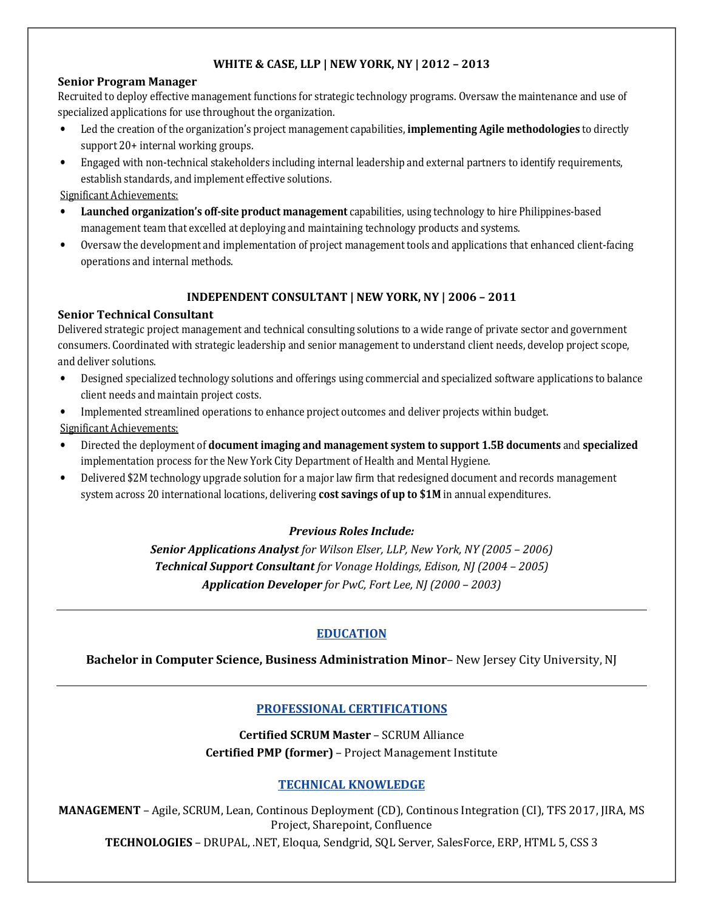### WHITE & CASE, LLP | NEW YORK, NY | 2012 – 2013

**Senior Program Manager**

Recruited to deploy effective management functions for strategic technology programs. Oversaw the maintenance and use of specialized applications for use throughout the organization.

- Led the creation of the organization's project management capabilities, **implementing Agile methodologies** to directly support 20+ internal working groups.
- Engaged with non-technical stakeholders including internal leadership and external partners to identify requirements, establish standards, and implement effective solutions.

Significant Achievements:

- **Launched organization's off-site product management** capabilities, using technology to hire Philippines-based management team that excelled at deploying and maintaining technology products and systems.
- Oversaw the development and implementation of project management tools and applications that enhanced client-facing operations and internal methods.

### INDEPENDENT CONSULTANT | NEW YORK, NY | 2006 – 2011

**Senior Technical Consultant**

Delivered strategic project management and technical consulting solutions to a wide range of private sector and government consumers. Coordinated with strategic leadership and senior management to understand client needs, develop project scope, and deliver solutions.

- Designed specialized technology solutions and offerings using commercial and specialized software applications to balance client needs and maintain project costs.
- Implemented streamlined operations to enhance project outcomes and deliver projects within budget.

Significant Achievements:

- Directed the deployment of **document imaging and management system to support 1.5B documents** and **specialized** implementation process for the New York City Department of Health and Mental Hygiene.
- Delivered $2M technology upgrade solution for a major law firm that redesigned document and records management system across 20 international locations, delivering **cost savings of up to $1M** in annual expenditures.

***Previous Roles Include:***

***Senior Applications Analyst*** *for Wilson Elser, LLP, New York, NY (2005 – 2006)*
***Technical Support Consultant*** *for Vonage Holdings, Edison, NJ (2004 – 2005)*
***Application Developer*** *for PwC, Fort Lee, NJ (2000 – 2003)*

---

## EDUCATION

**Bachelor in Computer Science, Business Administration Minor**– New Jersey City University, NJ

---

## PROFESSIONAL CERTIFICATIONS

**Certified SCRUM Master** – SCRUM Alliance
**Certified PMP (former)** – Project Management Institute

## TECHNICAL KNOWLEDGE

**MANAGEMENT** – Agile, SCRUM, Lean, Continous Deployment (CD), Continous Integration (CI), TFS 2017, JIRA, MS Project, Sharepoint, Confluence

**TECHNOLOGIES** – DRUPAL, .NET, Eloqua, Sendgrid, SQL Server, SalesForce, ERP, HTML 5, CSS 3